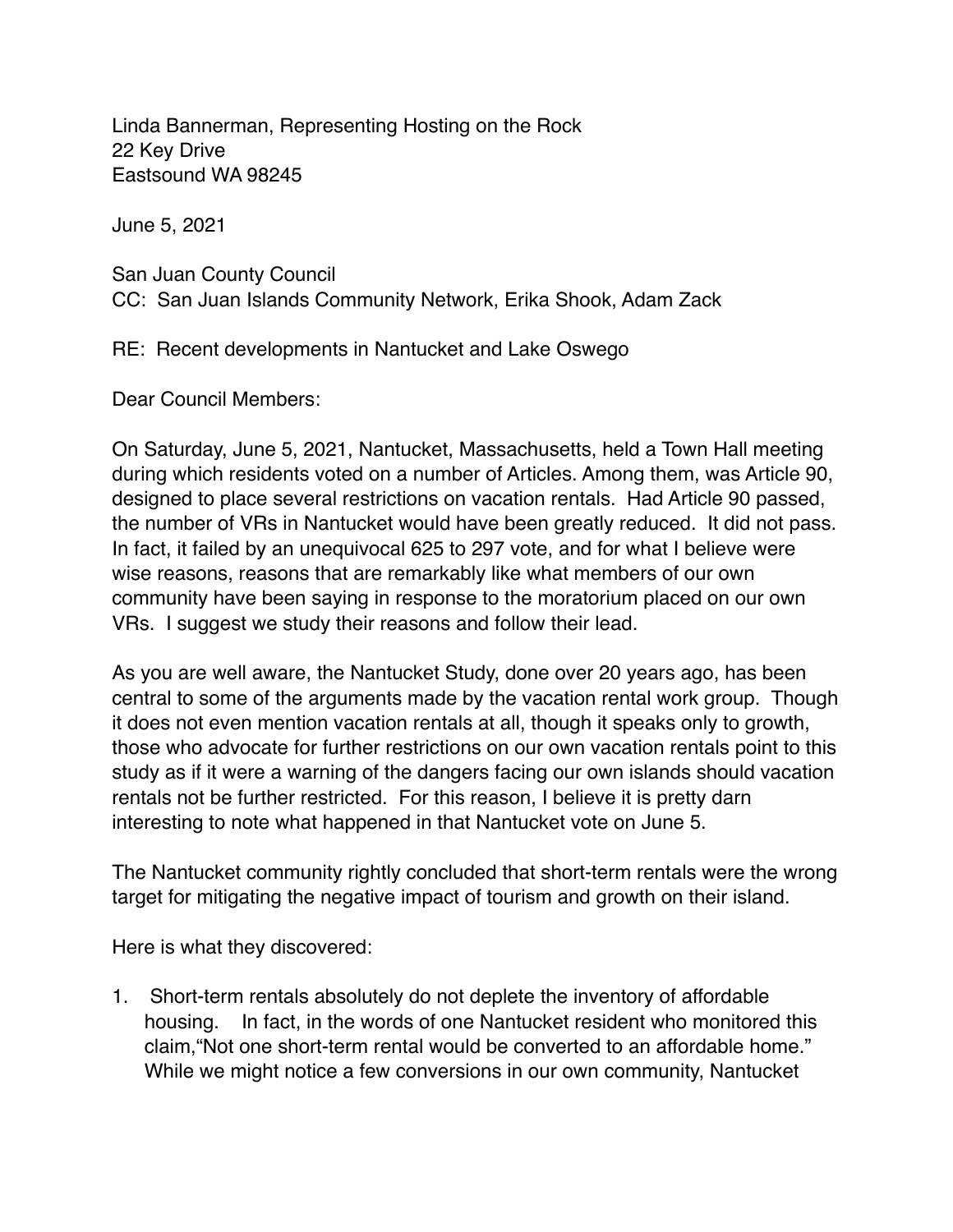Linda Bannerman, Representing Hosting on the Rock
22 Key Drive
Eastsound WA 98245

June 5, 2021

San Juan County Council
CC: San Juan Islands Community Network, Erika Shook, Adam Zack

RE: Recent developments in Nantucket and Lake Oswego

Dear Council Members:

On Saturday, June 5, 2021, Nantucket, Massachusetts, held a Town Hall meeting during which residents voted on a number of Articles. Among them, was Article 90, designed to place several restrictions on vacation rentals. Had Article 90 passed, the number of VRs in Nantucket would have been greatly reduced. It did not pass. In fact, it failed by an unequivocal 625 to 297 vote, and for what I believe were wise reasons, reasons that are remarkably like what members of our own community have been saying in response to the moratorium placed on our own VRs. I suggest we study their reasons and follow their lead.

As you are well aware, the Nantucket Study, done over 20 years ago, has been central to some of the arguments made by the vacation rental work group. Though it does not even mention vacation rentals at all, though it speaks only to growth, those who advocate for further restrictions on our own vacation rentals point to this study as if it were a warning of the dangers facing our own islands should vacation rentals not be further restricted. For this reason, I believe it is pretty darn interesting to note what happened in that Nantucket vote on June 5.

The Nantucket community rightly concluded that short-term rentals were the wrong target for mitigating the negative impact of tourism and growth on their island.

Here is what they discovered:

1. Short-term rentals absolutely do not deplete the inventory of affordable housing. In fact, in the words of one Nantucket resident who monitored this claim,"Not one short-term rental would be converted to an affordable home." While we might notice a few conversions in our own community, Nantucket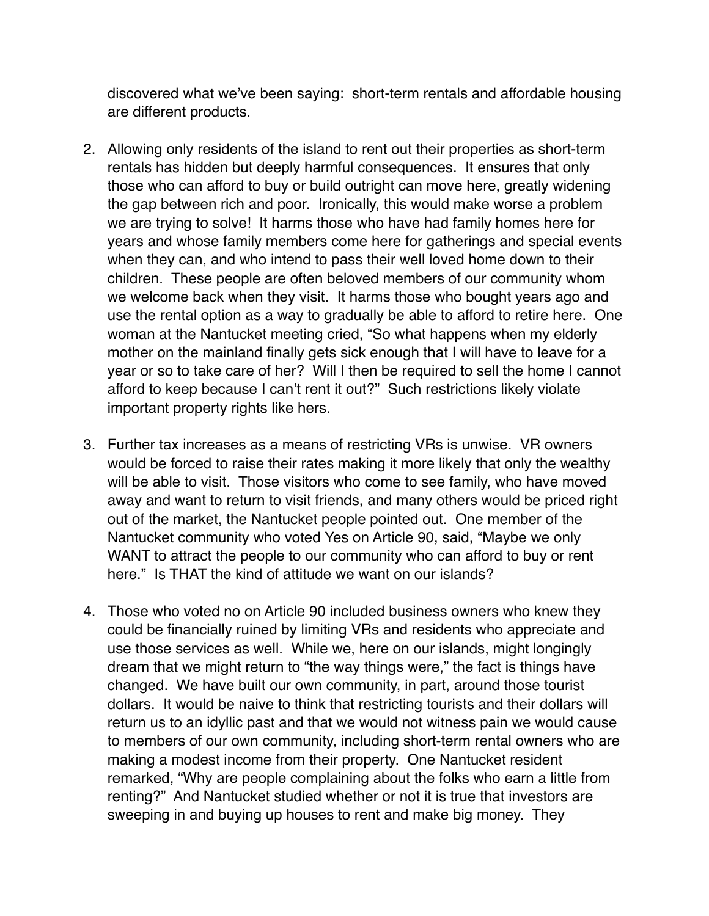discovered what we've been saying: short-term rentals and affordable housing are different products.

2. Allowing only residents of the island to rent out their properties as short-term rentals has hidden but deeply harmful consequences. It ensures that only those who can afford to buy or build outright can move here, greatly widening the gap between rich and poor. Ironically, this would make worse a problem we are trying to solve! It harms those who have had family homes here for years and whose family members come here for gatherings and special events when they can, and who intend to pass their well loved home down to their children. These people are often beloved members of our community whom we welcome back when they visit. It harms those who bought years ago and use the rental option as a way to gradually be able to afford to retire here. One woman at the Nantucket meeting cried, "So what happens when my elderly mother on the mainland finally gets sick enough that I will have to leave for a year or so to take care of her? Will I then be required to sell the home I cannot afford to keep because I can't rent it out?" Such restrictions likely violate important property rights like hers.

3. Further tax increases as a means of restricting VRs is unwise. VR owners would be forced to raise their rates making it more likely that only the wealthy will be able to visit. Those visitors who come to see family, who have moved away and want to return to visit friends, and many others would be priced right out of the market, the Nantucket people pointed out. One member of the Nantucket community who voted Yes on Article 90, said, "Maybe we only WANT to attract the people to our community who can afford to buy or rent here." Is THAT the kind of attitude we want on our islands?

4. Those who voted no on Article 90 included business owners who knew they could be financially ruined by limiting VRs and residents who appreciate and use those services as well. While we, here on our islands, might longingly dream that we might return to "the way things were," the fact is things have changed. We have built our own community, in part, around those tourist dollars. It would be naive to think that restricting tourists and their dollars will return us to an idyllic past and that we would not witness pain we would cause to members of our own community, including short-term rental owners who are making a modest income from their property. One Nantucket resident remarked, "Why are people complaining about the folks who earn a little from renting?" And Nantucket studied whether or not it is true that investors are sweeping in and buying up houses to rent and make big money. They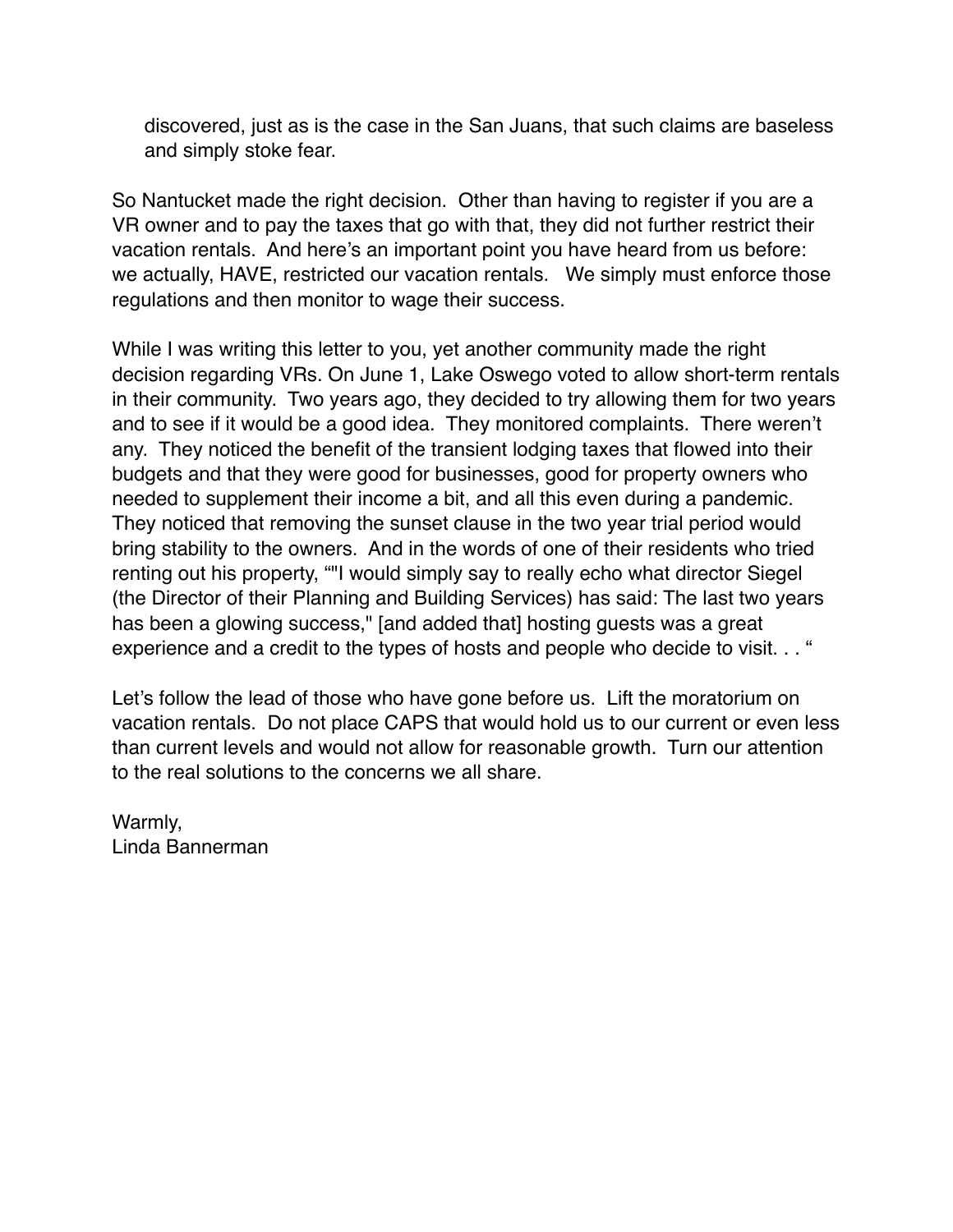discovered, just as is the case in the San Juans, that such claims are baseless and simply stoke fear.

So Nantucket made the right decision. Other than having to register if you are a VR owner and to pay the taxes that go with that, they did not further restrict their vacation rentals. And here's an important point you have heard from us before: we actually, HAVE, restricted our vacation rentals. We simply must enforce those regulations and then monitor to wage their success.

While I was writing this letter to you, yet another community made the right decision regarding VRs. On June 1, Lake Oswego voted to allow short-term rentals in their community. Two years ago, they decided to try allowing them for two years and to see if it would be a good idea. They monitored complaints. There weren't any. They noticed the benefit of the transient lodging taxes that flowed into their budgets and that they were good for businesses, good for property owners who needed to supplement their income a bit, and all this even during a pandemic. They noticed that removing the sunset clause in the two year trial period would bring stability to the owners. And in the words of one of their residents who tried renting out his property, ""I would simply say to really echo what director Siegel (the Director of their Planning and Building Services) has said: The last two years has been a glowing success," [and added that] hosting guests was a great experience and a credit to the types of hosts and people who decide to visit. . . "

Let's follow the lead of those who have gone before us. Lift the moratorium on vacation rentals. Do not place CAPS that would hold us to our current or even less than current levels and would not allow for reasonable growth. Turn our attention to the real solutions to the concerns we all share.

Warmly,
Linda Bannerman